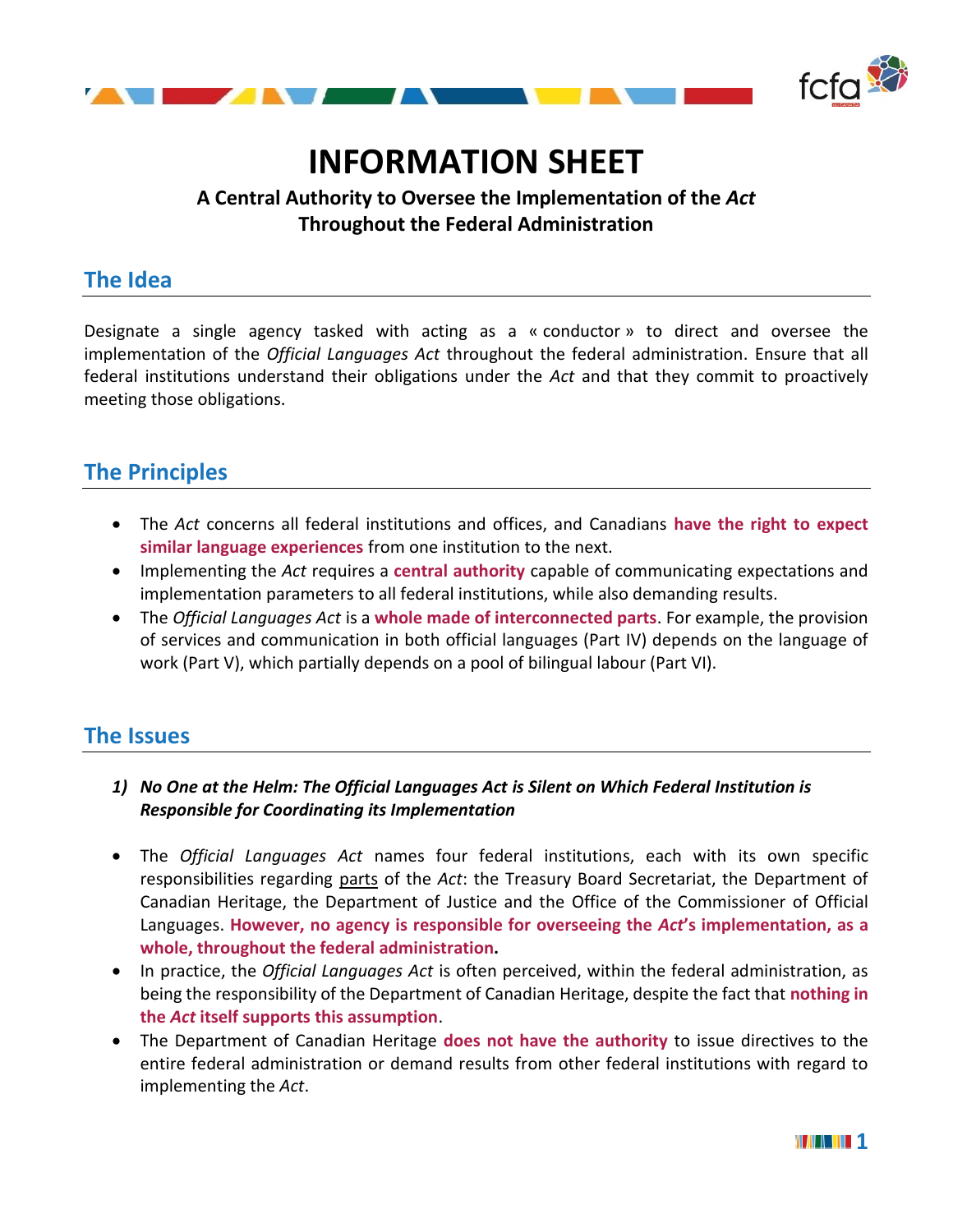# INFORMATION SHEET

**A Central Authority to Oversee the Implementation of the *Act* Throughout the Federal Administration**

## The Idea

Designate a single agency tasked with acting as a « conductor » to direct and oversee the implementation of the *Official Languages Act* throughout the federal administration. Ensure that all federal institutions understand their obligations under the *Act* and that they commit to proactively meeting those obligations.

## The Principles

- The *Act* concerns all federal institutions and offices, and Canadians **have the right to expect similar language experiences** from one institution to the next.
- Implementing the *Act* requires a **central authority** capable of communicating expectations and implementation parameters to all federal institutions, while also demanding results.
- The *Official Languages Act* is a **whole made of interconnected parts**. For example, the provision of services and communication in both official languages (Part IV) depends on the language of work (Part V), which partially depends on a pool of bilingual labour (Part VI).

## The Issues

1) ***No One at the Helm: The Official Languages Act is Silent on Which Federal Institution is Responsible for Coordinating its Implementation***

- The *Official Languages Act* names four federal institutions, each with its own specific responsibilities regarding parts of the *Act*: the Treasury Board Secretariat, the Department of Canadian Heritage, the Department of Justice and the Office of the Commissioner of Official Languages. **However, no agency is responsible for overseeing the *Act*'s implementation, as a whole, throughout the federal administration.**
- In practice, the *Official Languages Act* is often perceived, within the federal administration, as being the responsibility of the Department of Canadian Heritage, despite the fact that **nothing in the *Act* itself supports this assumption**.
- The Department of Canadian Heritage **does not have the authority** to issue directives to the entire federal administration or demand results from other federal institutions with regard to implementing the *Act*.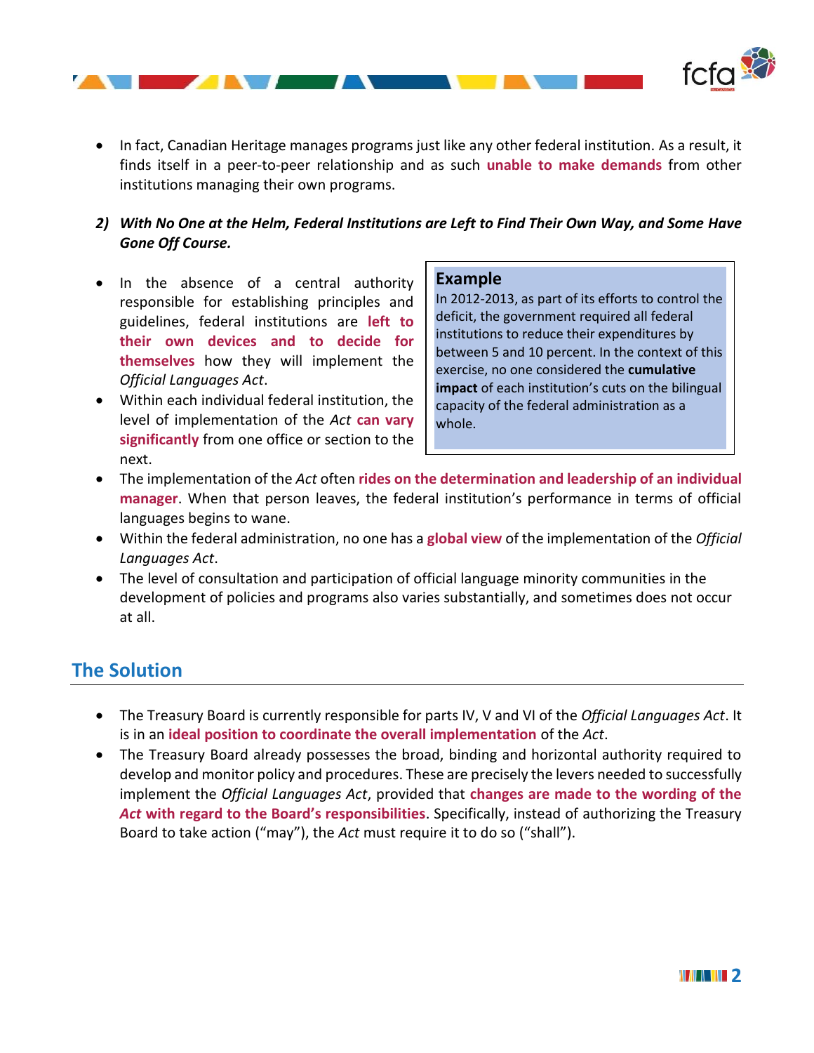- In fact, Canadian Heritage manages programs just like any other federal institution. As a result, it finds itself in a peer-to-peer relationship and as such **unable to make demands** from other institutions managing their own programs.

***2) With No One at the Helm, Federal Institutions are Left to Find Their Own Way, and Some Have Gone Off Course.***

- In the absence of a central authority responsible for establishing principles and guidelines, federal institutions are **left to their own devices and to decide for themselves** how they will implement the *Official Languages Act*.
- Within each individual federal institution, the level of implementation of the *Act* **can vary significantly** from one office or section to the next.

> **Example**
>
> In 2012-2013, as part of its efforts to control the deficit, the government required all federal institutions to reduce their expenditures by between 5 and 10 percent. In the context of this exercise, no one considered the **cumulative impact** of each institution's cuts on the bilingual capacity of the federal administration as a whole.

- The implementation of the *Act* often **rides on the determination and leadership of an individual manager**. When that person leaves, the federal institution's performance in terms of official languages begins to wane.
- Within the federal administration, no one has a **global view** of the implementation of the *Official Languages Act*.
- The level of consultation and participation of official language minority communities in the development of policies and programs also varies substantially, and sometimes does not occur at all.

## The Solution

- The Treasury Board is currently responsible for parts IV, V and VI of the *Official Languages Act*. It is in an **ideal position to coordinate the overall implementation** of the *Act*.
- The Treasury Board already possesses the broad, binding and horizontal authority required to develop and monitor policy and procedures. These are precisely the levers needed to successfully implement the *Official Languages Act*, provided that **changes are made to the wording of the *Act* with regard to the Board's responsibilities**. Specifically, instead of authorizing the Treasury Board to take action ("may"), the *Act* must require it to do so ("shall").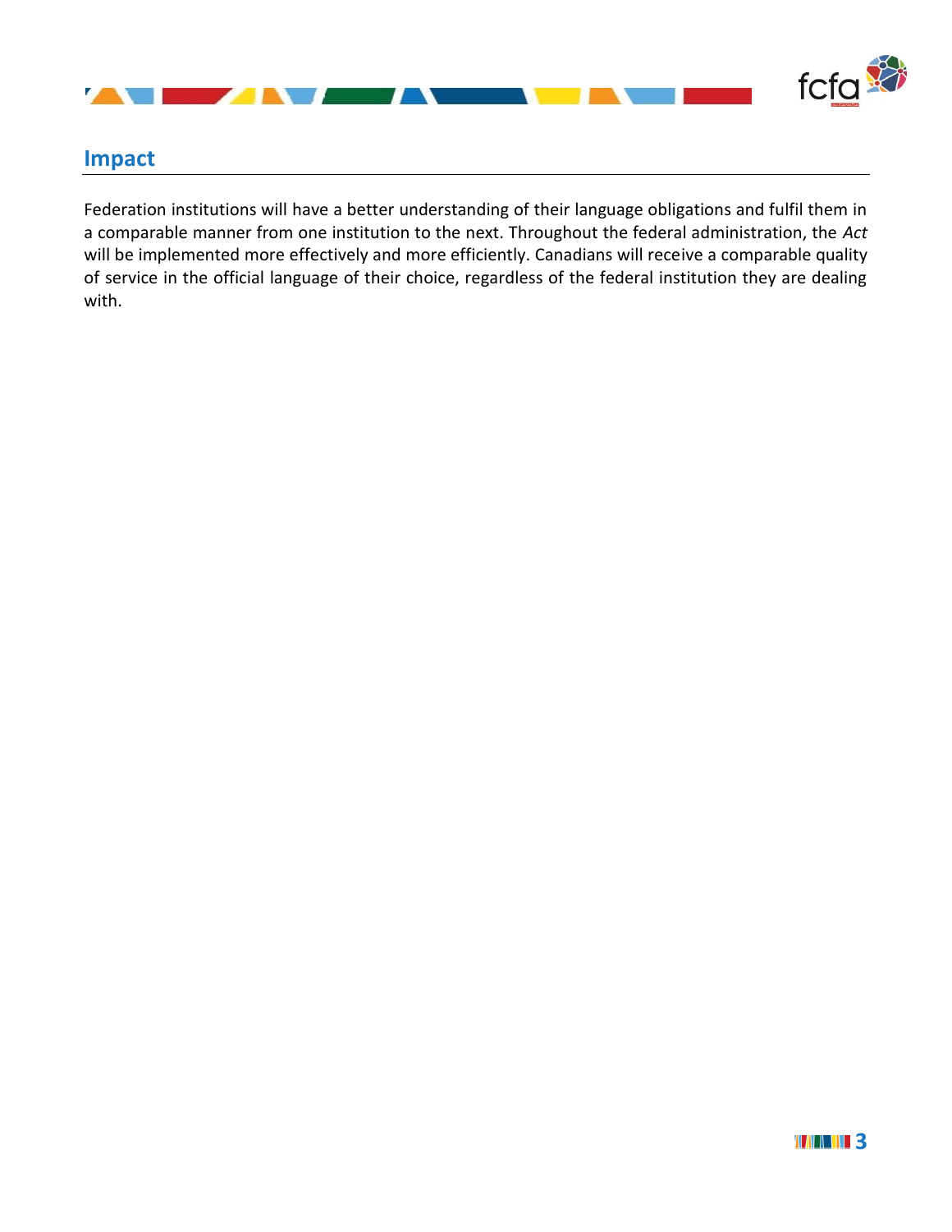## Impact

Federation institutions will have a better understanding of their language obligations and fulfil them in a comparable manner from one institution to the next. Throughout the federal administration, the *Act* will be implemented more effectively and more efficiently. Canadians will receive a comparable quality of service in the official language of their choice, regardless of the federal institution they are dealing with.